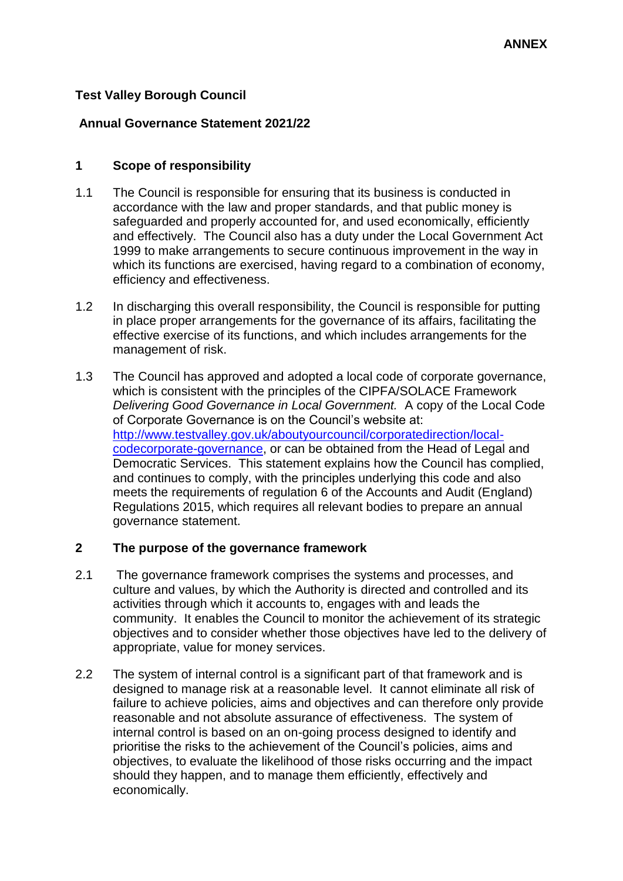**ANNEX**

# Test Valley Borough Council

## Annual Governance Statement 2021/22

### 1 Scope of responsibility

1.1 The Council is responsible for ensuring that its business is conducted in accordance with the law and proper standards, and that public money is safeguarded and properly accounted for, and used economically, efficiently and effectively. The Council also has a duty under the Local Government Act 1999 to make arrangements to secure continuous improvement in the way in which its functions are exercised, having regard to a combination of economy, efficiency and effectiveness.

1.2 In discharging this overall responsibility, the Council is responsible for putting in place proper arrangements for the governance of its affairs, facilitating the effective exercise of its functions, and which includes arrangements for the management of risk.

1.3 The Council has approved and adopted a local code of corporate governance, which is consistent with the principles of the CIPFA/SOLACE Framework *Delivering Good Governance in Local Government.* A copy of the Local Code of Corporate Governance is on the Council's website at: [http://www.testvalley.gov.uk/aboutyourcouncil/corporatedirection/local-codecorporate-governance](http://www.testvalley.gov.uk/aboutyourcouncil/corporatedirection/local-codecorporate-governance), or can be obtained from the Head of Legal and Democratic Services. This statement explains how the Council has complied, and continues to comply, with the principles underlying this code and also meets the requirements of regulation 6 of the Accounts and Audit (England) Regulations 2015, which requires all relevant bodies to prepare an annual governance statement.

### 2 The purpose of the governance framework

2.1 The governance framework comprises the systems and processes, and culture and values, by which the Authority is directed and controlled and its activities through which it accounts to, engages with and leads the community. It enables the Council to monitor the achievement of its strategic objectives and to consider whether those objectives have led to the delivery of appropriate, value for money services.

2.2 The system of internal control is a significant part of that framework and is designed to manage risk at a reasonable level. It cannot eliminate all risk of failure to achieve policies, aims and objectives and can therefore only provide reasonable and not absolute assurance of effectiveness. The system of internal control is based on an on-going process designed to identify and prioritise the risks to the achievement of the Council's policies, aims and objectives, to evaluate the likelihood of those risks occurring and the impact should they happen, and to manage them efficiently, effectively and economically.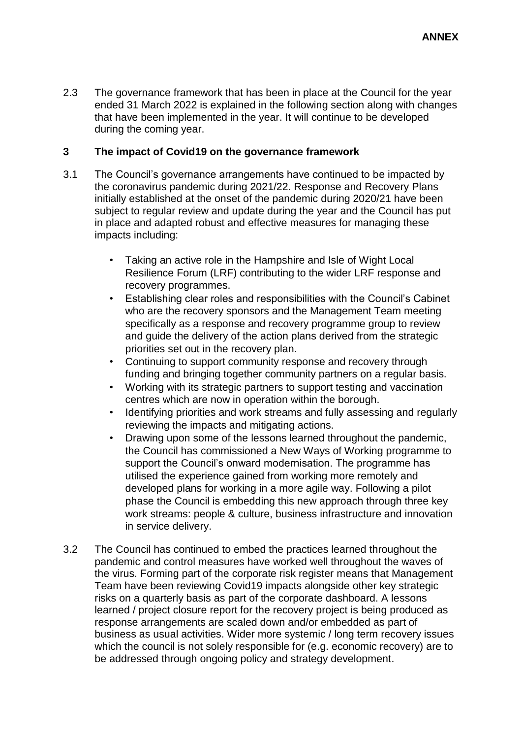**ANNEX**

2.3 The governance framework that has been in place at the Council for the year ended 31 March 2022 is explained in the following section along with changes that have been implemented in the year. It will continue to be developed during the coming year.

## 3 The impact of Covid19 on the governance framework

3.1 The Council's governance arrangements have continued to be impacted by the coronavirus pandemic during 2021/22. Response and Recovery Plans initially established at the onset of the pandemic during 2020/21 have been subject to regular review and update during the year and the Council has put in place and adapted robust and effective measures for managing these impacts including:

- Taking an active role in the Hampshire and Isle of Wight Local Resilience Forum (LRF) contributing to the wider LRF response and recovery programmes.
- Establishing clear roles and responsibilities with the Council's Cabinet who are the recovery sponsors and the Management Team meeting specifically as a response and recovery programme group to review and guide the delivery of the action plans derived from the strategic priorities set out in the recovery plan.
- Continuing to support community response and recovery through funding and bringing together community partners on a regular basis.
- Working with its strategic partners to support testing and vaccination centres which are now in operation within the borough.
- Identifying priorities and work streams and fully assessing and regularly reviewing the impacts and mitigating actions.
- Drawing upon some of the lessons learned throughout the pandemic, the Council has commissioned a New Ways of Working programme to support the Council's onward modernisation. The programme has utilised the experience gained from working more remotely and developed plans for working in a more agile way. Following a pilot phase the Council is embedding this new approach through three key work streams: people & culture, business infrastructure and innovation in service delivery.

3.2 The Council has continued to embed the practices learned throughout the pandemic and control measures have worked well throughout the waves of the virus. Forming part of the corporate risk register means that Management Team have been reviewing Covid19 impacts alongside other key strategic risks on a quarterly basis as part of the corporate dashboard. A lessons learned / project closure report for the recovery project is being produced as response arrangements are scaled down and/or embedded as part of business as usual activities. Wider more systemic / long term recovery issues which the council is not solely responsible for (e.g. economic recovery) are to be addressed through ongoing policy and strategy development.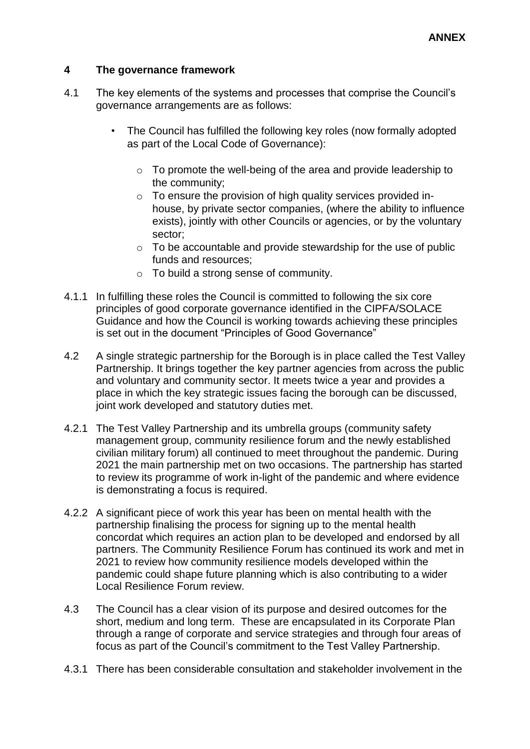## 4 The governance framework

4.1 The key elements of the systems and processes that comprise the Council's governance arrangements are as follows:

- The Council has fulfilled the following key roles (now formally adopted as part of the Local Code of Governance):
  - To promote the well-being of the area and provide leadership to the community;
  - To ensure the provision of high quality services provided in-house, by private sector companies, (where the ability to influence exists), jointly with other Councils or agencies, or by the voluntary sector;
  - To be accountable and provide stewardship for the use of public funds and resources;
  - To build a strong sense of community.

4.1.1 In fulfilling these roles the Council is committed to following the six core principles of good corporate governance identified in the CIPFA/SOLACE Guidance and how the Council is working towards achieving these principles is set out in the document "Principles of Good Governance"

4.2 A single strategic partnership for the Borough is in place called the Test Valley Partnership. It brings together the key partner agencies from across the public and voluntary and community sector. It meets twice a year and provides a place in which the key strategic issues facing the borough can be discussed, joint work developed and statutory duties met.

4.2.1 The Test Valley Partnership and its umbrella groups (community safety management group, community resilience forum and the newly established civilian military forum) all continued to meet throughout the pandemic. During 2021 the main partnership met on two occasions. The partnership has started to review its programme of work in-light of the pandemic and where evidence is demonstrating a focus is required.

4.2.2 A significant piece of work this year has been on mental health with the partnership finalising the process for signing up to the mental health concordat which requires an action plan to be developed and endorsed by all partners. The Community Resilience Forum has continued its work and met in 2021 to review how community resilience models developed within the pandemic could shape future planning which is also contributing to a wider Local Resilience Forum review.

4.3 The Council has a clear vision of its purpose and desired outcomes for the short, medium and long term. These are encapsulated in its Corporate Plan through a range of corporate and service strategies and through four areas of focus as part of the Council's commitment to the Test Valley Partnership.

4.3.1 There has been considerable consultation and stakeholder involvement in the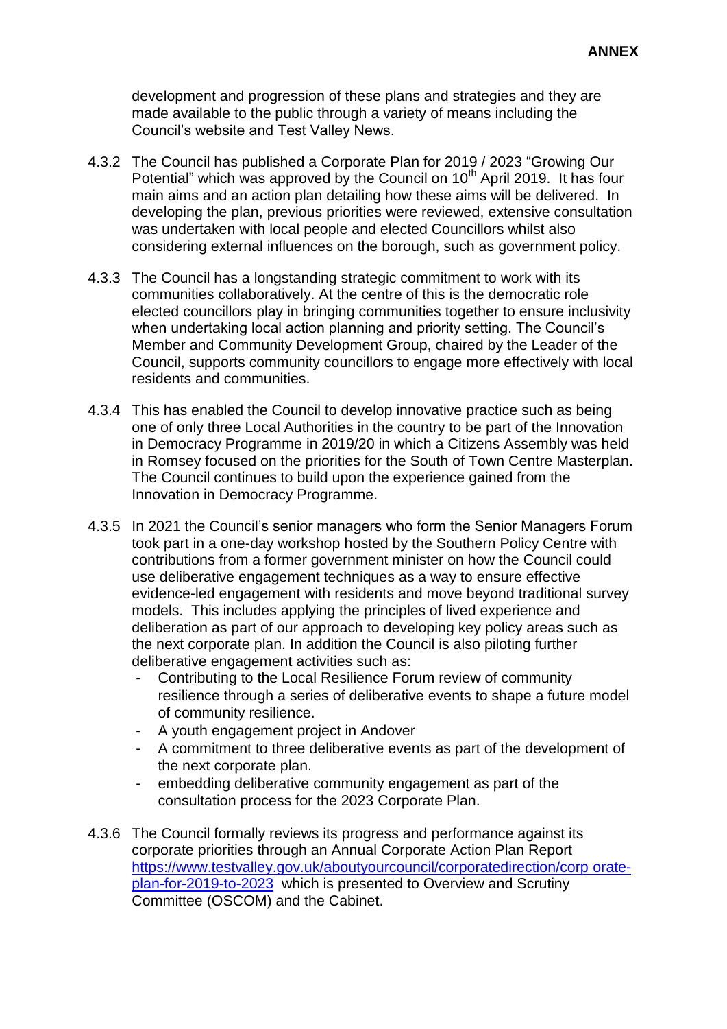development and progression of these plans and strategies and they are made available to the public through a variety of means including the Council's website and Test Valley News.

4.3.2 The Council has published a Corporate Plan for 2019 / 2023 "Growing Our Potential" which was approved by the Council on 10th April 2019. It has four main aims and an action plan detailing how these aims will be delivered. In developing the plan, previous priorities were reviewed, extensive consultation was undertaken with local people and elected Councillors whilst also considering external influences on the borough, such as government policy.

4.3.3 The Council has a longstanding strategic commitment to work with its communities collaboratively. At the centre of this is the democratic role elected councillors play in bringing communities together to ensure inclusivity when undertaking local action planning and priority setting. The Council's Member and Community Development Group, chaired by the Leader of the Council, supports community councillors to engage more effectively with local residents and communities.

4.3.4 This has enabled the Council to develop innovative practice such as being one of only three Local Authorities in the country to be part of the Innovation in Democracy Programme in 2019/20 in which a Citizens Assembly was held in Romsey focused on the priorities for the South of Town Centre Masterplan. The Council continues to build upon the experience gained from the Innovation in Democracy Programme.

4.3.5 In 2021 the Council's senior managers who form the Senior Managers Forum took part in a one-day workshop hosted by the Southern Policy Centre with contributions from a former government minister on how the Council could use deliberative engagement techniques as a way to ensure effective evidence-led engagement with residents and move beyond traditional survey models. This includes applying the principles of lived experience and deliberation as part of our approach to developing key policy areas such as the next corporate plan. In addition the Council is also piloting further deliberative engagement activities such as:

- Contributing to the Local Resilience Forum review of community resilience through a series of deliberative events to shape a future model of community resilience.
- A youth engagement project in Andover
- A commitment to three deliberative events as part of the development of the next corporate plan.
- embedding deliberative community engagement as part of the consultation process for the 2023 Corporate Plan.

4.3.6 The Council formally reviews its progress and performance against its corporate priorities through an Annual Corporate Action Plan Report [https://www.testvalley.gov.uk/aboutyourcouncil/corporatedirection/corp orate-plan-for-2019-to-2023](https://www.testvalley.gov.uk/aboutyourcouncil/corporatedirection/corporate-plan-for-2019-to-2023) which is presented to Overview and Scrutiny Committee (OSCOM) and the Cabinet.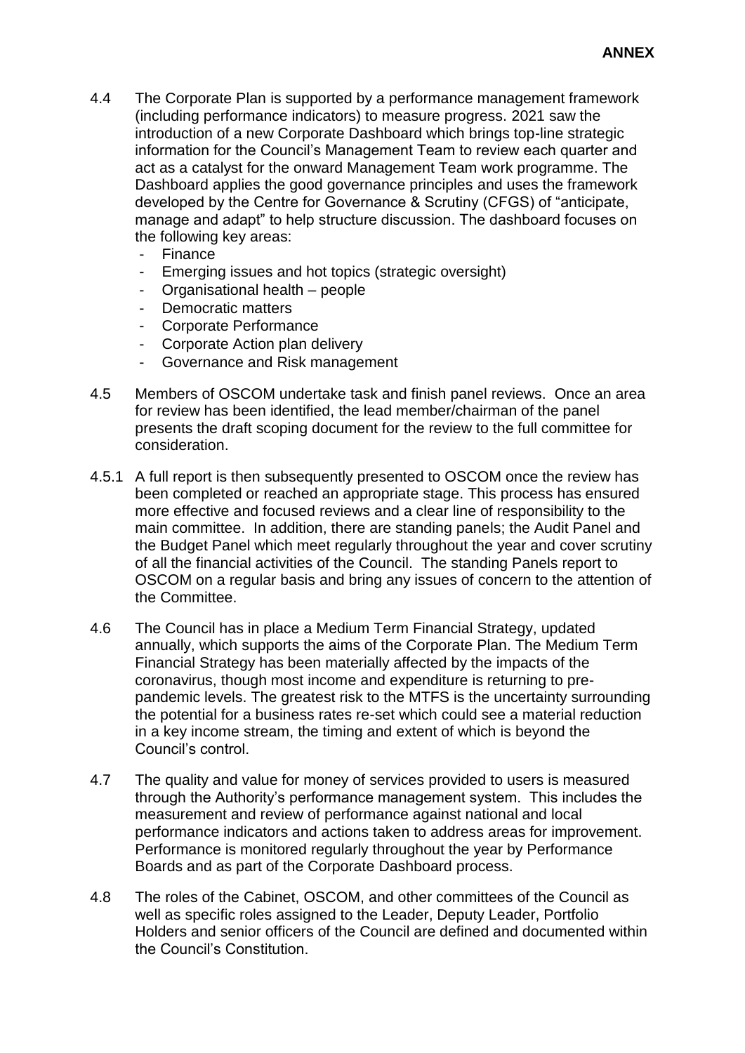4.4 The Corporate Plan is supported by a performance management framework (including performance indicators) to measure progress. 2021 saw the introduction of a new Corporate Dashboard which brings top-line strategic information for the Council's Management Team to review each quarter and act as a catalyst for the onward Management Team work programme. The Dashboard applies the good governance principles and uses the framework developed by the Centre for Governance & Scrutiny (CFGS) of "anticipate, manage and adapt" to help structure discussion. The dashboard focuses on the following key areas:

- Finance
- Emerging issues and hot topics (strategic oversight)
- Organisational health – people
- Democratic matters
- Corporate Performance
- Corporate Action plan delivery
- Governance and Risk management

4.5 Members of OSCOM undertake task and finish panel reviews. Once an area for review has been identified, the lead member/chairman of the panel presents the draft scoping document for the review to the full committee for consideration.

4.5.1 A full report is then subsequently presented to OSCOM once the review has been completed or reached an appropriate stage. This process has ensured more effective and focused reviews and a clear line of responsibility to the main committee. In addition, there are standing panels; the Audit Panel and the Budget Panel which meet regularly throughout the year and cover scrutiny of all the financial activities of the Council. The standing Panels report to OSCOM on a regular basis and bring any issues of concern to the attention of the Committee.

4.6 The Council has in place a Medium Term Financial Strategy, updated annually, which supports the aims of the Corporate Plan. The Medium Term Financial Strategy has been materially affected by the impacts of the coronavirus, though most income and expenditure is returning to pre-pandemic levels. The greatest risk to the MTFS is the uncertainty surrounding the potential for a business rates re-set which could see a material reduction in a key income stream, the timing and extent of which is beyond the Council's control.

4.7 The quality and value for money of services provided to users is measured through the Authority's performance management system. This includes the measurement and review of performance against national and local performance indicators and actions taken to address areas for improvement. Performance is monitored regularly throughout the year by Performance Boards and as part of the Corporate Dashboard process.

4.8 The roles of the Cabinet, OSCOM, and other committees of the Council as well as specific roles assigned to the Leader, Deputy Leader, Portfolio Holders and senior officers of the Council are defined and documented within the Council's Constitution.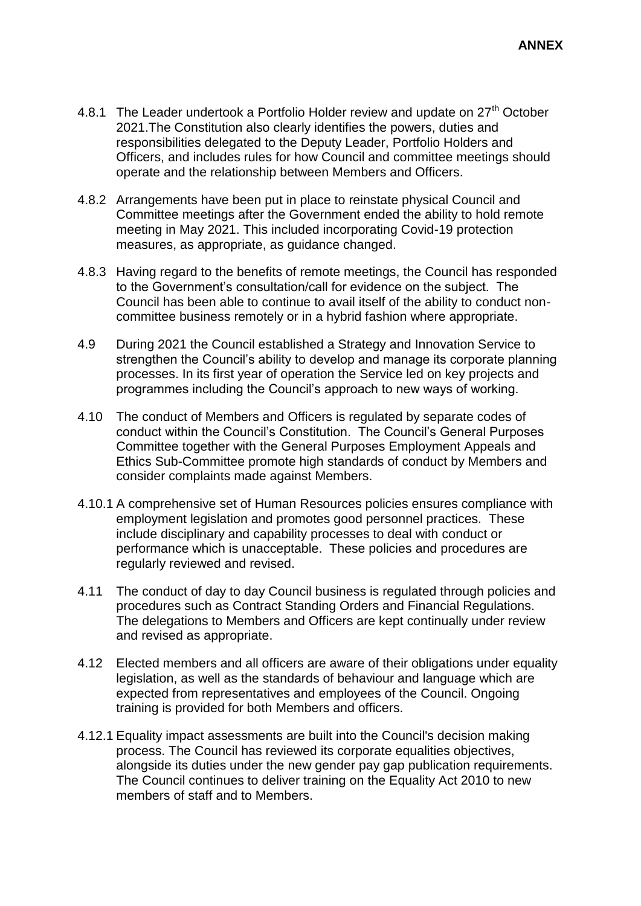**ANNEX**

4.8.1 The Leader undertook a Portfolio Holder review and update on 27th October 2021.The Constitution also clearly identifies the powers, duties and responsibilities delegated to the Deputy Leader, Portfolio Holders and Officers, and includes rules for how Council and committee meetings should operate and the relationship between Members and Officers.

4.8.2 Arrangements have been put in place to reinstate physical Council and Committee meetings after the Government ended the ability to hold remote meeting in May 2021. This included incorporating Covid-19 protection measures, as appropriate, as guidance changed.

4.8.3 Having regard to the benefits of remote meetings, the Council has responded to the Government's consultation/call for evidence on the subject. The Council has been able to continue to avail itself of the ability to conduct non-committee business remotely or in a hybrid fashion where appropriate.

4.9 During 2021 the Council established a Strategy and Innovation Service to strengthen the Council's ability to develop and manage its corporate planning processes. In its first year of operation the Service led on key projects and programmes including the Council's approach to new ways of working.

4.10 The conduct of Members and Officers is regulated by separate codes of conduct within the Council's Constitution. The Council's General Purposes Committee together with the General Purposes Employment Appeals and Ethics Sub-Committee promote high standards of conduct by Members and consider complaints made against Members.

4.10.1 A comprehensive set of Human Resources policies ensures compliance with employment legislation and promotes good personnel practices. These include disciplinary and capability processes to deal with conduct or performance which is unacceptable. These policies and procedures are regularly reviewed and revised.

4.11 The conduct of day to day Council business is regulated through policies and procedures such as Contract Standing Orders and Financial Regulations. The delegations to Members and Officers are kept continually under review and revised as appropriate.

4.12 Elected members and all officers are aware of their obligations under equality legislation, as well as the standards of behaviour and language which are expected from representatives and employees of the Council. Ongoing training is provided for both Members and officers.

4.12.1 Equality impact assessments are built into the Council's decision making process. The Council has reviewed its corporate equalities objectives, alongside its duties under the new gender pay gap publication requirements. The Council continues to deliver training on the Equality Act 2010 to new members of staff and to Members.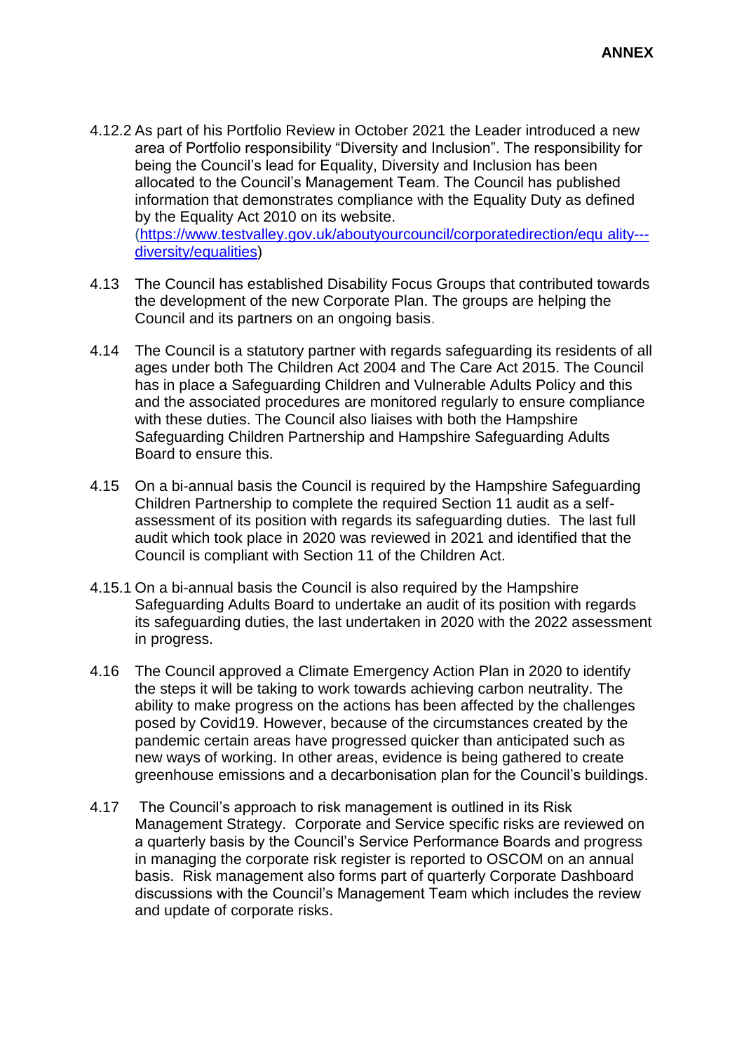4.12.2 As part of his Portfolio Review in October 2021 the Leader introduced a new area of Portfolio responsibility "Diversity and Inclusion". The responsibility for being the Council's lead for Equality, Diversity and Inclusion has been allocated to the Council's Management Team. The Council has published information that demonstrates compliance with the Equality Duty as defined by the Equality Act 2010 on its website. ([https://www.testvalley.gov.uk/aboutyourcouncil/corporatedirection/equ ality---diversity/equalities](https://www.testvalley.gov.uk/aboutyourcouncil/corporatedirection/equality---diversity/equalities))

4.13 The Council has established Disability Focus Groups that contributed towards the development of the new Corporate Plan. The groups are helping the Council and its partners on an ongoing basis.

4.14 The Council is a statutory partner with regards safeguarding its residents of all ages under both The Children Act 2004 and The Care Act 2015. The Council has in place a Safeguarding Children and Vulnerable Adults Policy and this and the associated procedures are monitored regularly to ensure compliance with these duties. The Council also liaises with both the Hampshire Safeguarding Children Partnership and Hampshire Safeguarding Adults Board to ensure this.

4.15 On a bi-annual basis the Council is required by the Hampshire Safeguarding Children Partnership to complete the required Section 11 audit as a self-assessment of its position with regards its safeguarding duties. The last full audit which took place in 2020 was reviewed in 2021 and identified that the Council is compliant with Section 11 of the Children Act.

4.15.1 On a bi-annual basis the Council is also required by the Hampshire Safeguarding Adults Board to undertake an audit of its position with regards its safeguarding duties, the last undertaken in 2020 with the 2022 assessment in progress.

4.16 The Council approved a Climate Emergency Action Plan in 2020 to identify the steps it will be taking to work towards achieving carbon neutrality. The ability to make progress on the actions has been affected by the challenges posed by Covid19. However, because of the circumstances created by the pandemic certain areas have progressed quicker than anticipated such as new ways of working. In other areas, evidence is being gathered to create greenhouse emissions and a decarbonisation plan for the Council's buildings.

4.17 The Council's approach to risk management is outlined in its Risk Management Strategy. Corporate and Service specific risks are reviewed on a quarterly basis by the Council's Service Performance Boards and progress in managing the corporate risk register is reported to OSCOM on an annual basis. Risk management also forms part of quarterly Corporate Dashboard discussions with the Council's Management Team which includes the review and update of corporate risks.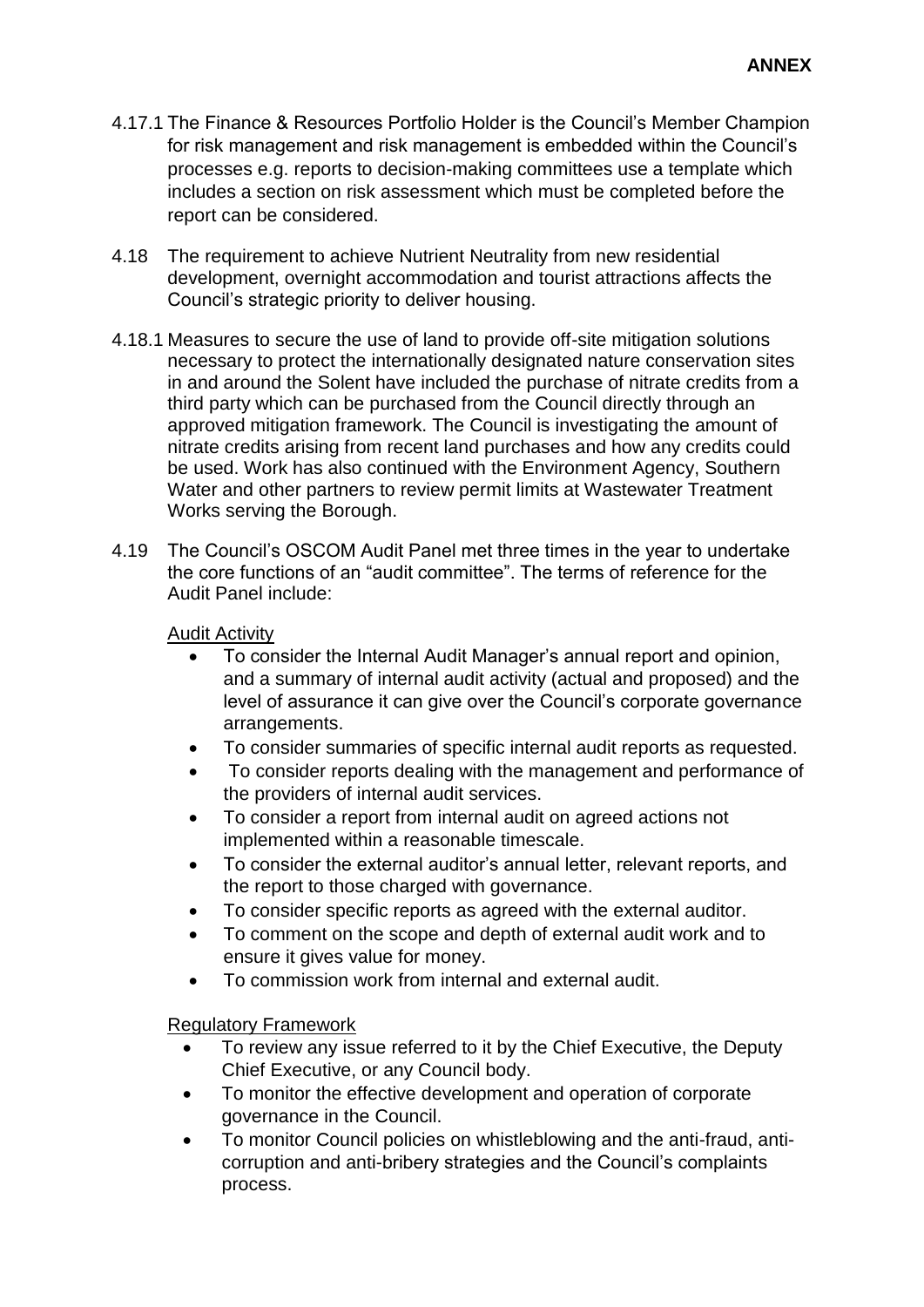**ANNEX**

4.17.1 The Finance & Resources Portfolio Holder is the Council's Member Champion for risk management and risk management is embedded within the Council's processes e.g. reports to decision-making committees use a template which includes a section on risk assessment which must be completed before the report can be considered.

4.18 The requirement to achieve Nutrient Neutrality from new residential development, overnight accommodation and tourist attractions affects the Council's strategic priority to deliver housing.

4.18.1 Measures to secure the use of land to provide off-site mitigation solutions necessary to protect the internationally designated nature conservation sites in and around the Solent have included the purchase of nitrate credits from a third party which can be purchased from the Council directly through an approved mitigation framework. The Council is investigating the amount of nitrate credits arising from recent land purchases and how any credits could be used. Work has also continued with the Environment Agency, Southern Water and other partners to review permit limits at Wastewater Treatment Works serving the Borough.

4.19 The Council's OSCOM Audit Panel met three times in the year to undertake the core functions of an "audit committee". The terms of reference for the Audit Panel include:

Audit Activity

- To consider the Internal Audit Manager's annual report and opinion, and a summary of internal audit activity (actual and proposed) and the level of assurance it can give over the Council's corporate governance arrangements.
- To consider summaries of specific internal audit reports as requested.
- To consider reports dealing with the management and performance of the providers of internal audit services.
- To consider a report from internal audit on agreed actions not implemented within a reasonable timescale.
- To consider the external auditor's annual letter, relevant reports, and the report to those charged with governance.
- To consider specific reports as agreed with the external auditor.
- To comment on the scope and depth of external audit work and to ensure it gives value for money.
- To commission work from internal and external audit.

Regulatory Framework

- To review any issue referred to it by the Chief Executive, the Deputy Chief Executive, or any Council body.
- To monitor the effective development and operation of corporate governance in the Council.
- To monitor Council policies on whistleblowing and the anti-fraud, anti-corruption and anti-bribery strategies and the Council's complaints process.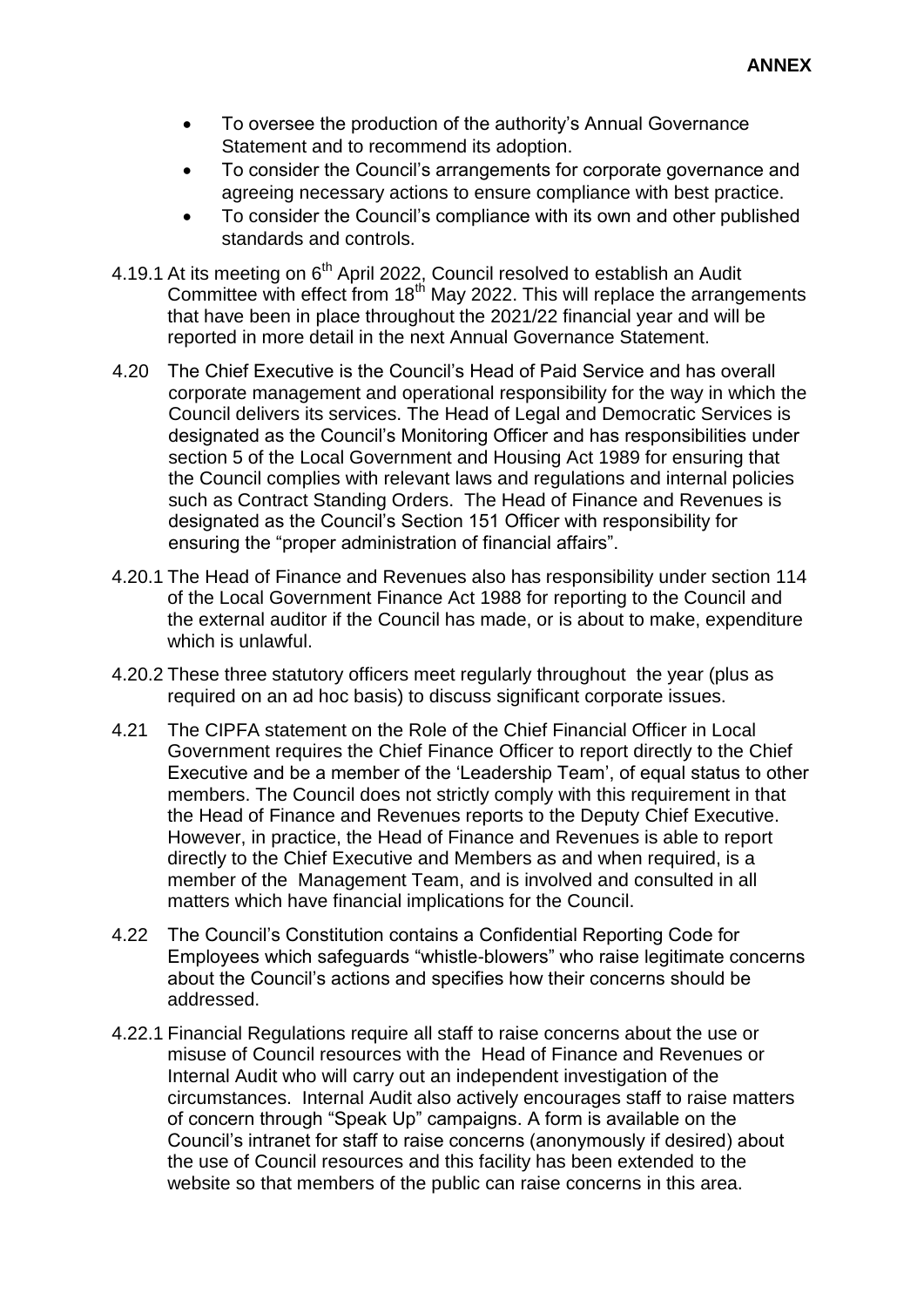- To oversee the production of the authority's Annual Governance Statement and to recommend its adoption.
- To consider the Council's arrangements for corporate governance and agreeing necessary actions to ensure compliance with best practice.
- To consider the Council's compliance with its own and other published standards and controls.

4.19.1 At its meeting on 6th April 2022, Council resolved to establish an Audit Committee with effect from 18th May 2022. This will replace the arrangements that have been in place throughout the 2021/22 financial year and will be reported in more detail in the next Annual Governance Statement.

4.20 The Chief Executive is the Council's Head of Paid Service and has overall corporate management and operational responsibility for the way in which the Council delivers its services. The Head of Legal and Democratic Services is designated as the Council's Monitoring Officer and has responsibilities under section 5 of the Local Government and Housing Act 1989 for ensuring that the Council complies with relevant laws and regulations and internal policies such as Contract Standing Orders. The Head of Finance and Revenues is designated as the Council's Section 151 Officer with responsibility for ensuring the "proper administration of financial affairs".

4.20.1 The Head of Finance and Revenues also has responsibility under section 114 of the Local Government Finance Act 1988 for reporting to the Council and the external auditor if the Council has made, or is about to make, expenditure which is unlawful.

4.20.2 These three statutory officers meet regularly throughout the year (plus as required on an ad hoc basis) to discuss significant corporate issues.

4.21 The CIPFA statement on the Role of the Chief Financial Officer in Local Government requires the Chief Finance Officer to report directly to the Chief Executive and be a member of the 'Leadership Team', of equal status to other members. The Council does not strictly comply with this requirement in that the Head of Finance and Revenues reports to the Deputy Chief Executive. However, in practice, the Head of Finance and Revenues is able to report directly to the Chief Executive and Members as and when required, is a member of the Management Team, and is involved and consulted in all matters which have financial implications for the Council.

4.22 The Council's Constitution contains a Confidential Reporting Code for Employees which safeguards "whistle-blowers" who raise legitimate concerns about the Council's actions and specifies how their concerns should be addressed.

4.22.1 Financial Regulations require all staff to raise concerns about the use or misuse of Council resources with the Head of Finance and Revenues or Internal Audit who will carry out an independent investigation of the circumstances. Internal Audit also actively encourages staff to raise matters of concern through "Speak Up" campaigns. A form is available on the Council's intranet for staff to raise concerns (anonymously if desired) about the use of Council resources and this facility has been extended to the website so that members of the public can raise concerns in this area.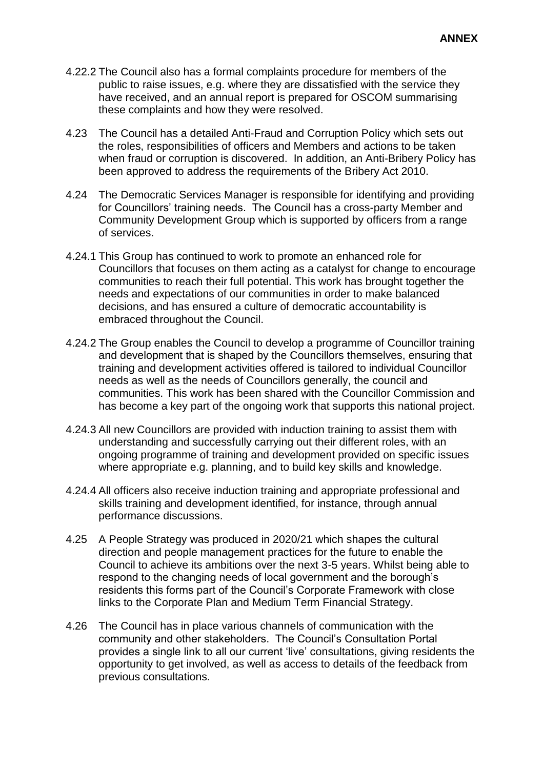4.22.2 The Council also has a formal complaints procedure for members of the public to raise issues, e.g. where they are dissatisfied with the service they have received, and an annual report is prepared for OSCOM summarising these complaints and how they were resolved.

4.23 The Council has a detailed Anti-Fraud and Corruption Policy which sets out the roles, responsibilities of officers and Members and actions to be taken when fraud or corruption is discovered. In addition, an Anti-Bribery Policy has been approved to address the requirements of the Bribery Act 2010.

4.24 The Democratic Services Manager is responsible for identifying and providing for Councillors' training needs. The Council has a cross-party Member and Community Development Group which is supported by officers from a range of services.

4.24.1 This Group has continued to work to promote an enhanced role for Councillors that focuses on them acting as a catalyst for change to encourage communities to reach their full potential. This work has brought together the needs and expectations of our communities in order to make balanced decisions, and has ensured a culture of democratic accountability is embraced throughout the Council.

4.24.2 The Group enables the Council to develop a programme of Councillor training and development that is shaped by the Councillors themselves, ensuring that training and development activities offered is tailored to individual Councillor needs as well as the needs of Councillors generally, the council and communities. This work has been shared with the Councillor Commission and has become a key part of the ongoing work that supports this national project.

4.24.3 All new Councillors are provided with induction training to assist them with understanding and successfully carrying out their different roles, with an ongoing programme of training and development provided on specific issues where appropriate e.g. planning, and to build key skills and knowledge.

4.24.4 All officers also receive induction training and appropriate professional and skills training and development identified, for instance, through annual performance discussions.

4.25 A People Strategy was produced in 2020/21 which shapes the cultural direction and people management practices for the future to enable the Council to achieve its ambitions over the next 3-5 years. Whilst being able to respond to the changing needs of local government and the borough's residents this forms part of the Council's Corporate Framework with close links to the Corporate Plan and Medium Term Financial Strategy.

4.26 The Council has in place various channels of communication with the community and other stakeholders. The Council's Consultation Portal provides a single link to all our current 'live' consultations, giving residents the opportunity to get involved, as well as access to details of the feedback from previous consultations.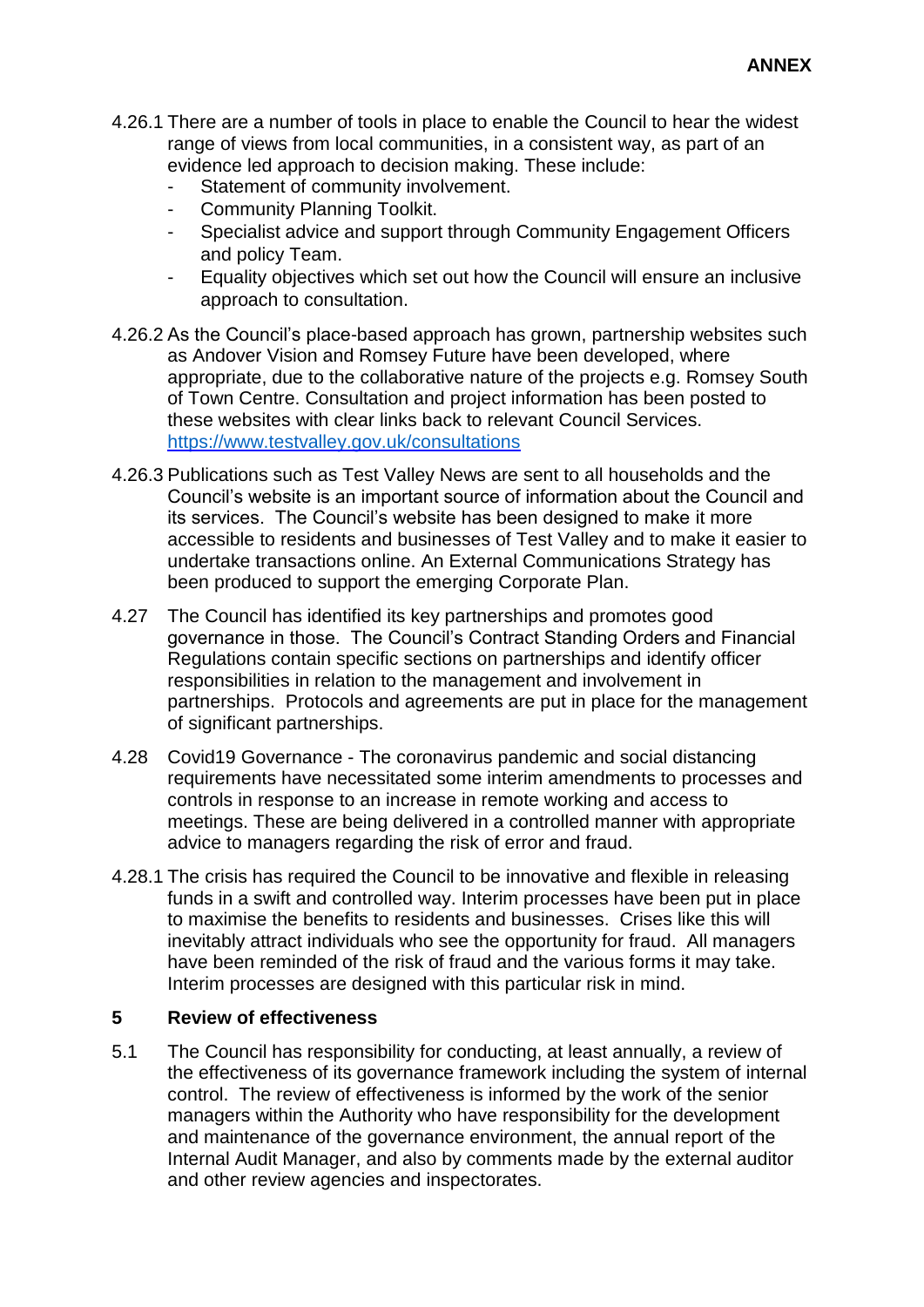4.26.1 There are a number of tools in place to enable the Council to hear the widest range of views from local communities, in a consistent way, as part of an evidence led approach to decision making. These include:

- Statement of community involvement.
- Community Planning Toolkit.
- Specialist advice and support through Community Engagement Officers and policy Team.
- Equality objectives which set out how the Council will ensure an inclusive approach to consultation.

4.26.2 As the Council's place-based approach has grown, partnership websites such as Andover Vision and Romsey Future have been developed, where appropriate, due to the collaborative nature of the projects e.g. Romsey South of Town Centre. Consultation and project information has been posted to these websites with clear links back to relevant Council Services. https://www.testvalley.gov.uk/consultations

4.26.3 Publications such as Test Valley News are sent to all households and the Council's website is an important source of information about the Council and its services. The Council's website has been designed to make it more accessible to residents and businesses of Test Valley and to make it easier to undertake transactions online. An External Communications Strategy has been produced to support the emerging Corporate Plan.

4.27 The Council has identified its key partnerships and promotes good governance in those. The Council's Contract Standing Orders and Financial Regulations contain specific sections on partnerships and identify officer responsibilities in relation to the management and involvement in partnerships. Protocols and agreements are put in place for the management of significant partnerships.

4.28 Covid19 Governance - The coronavirus pandemic and social distancing requirements have necessitated some interim amendments to processes and controls in response to an increase in remote working and access to meetings. These are being delivered in a controlled manner with appropriate advice to managers regarding the risk of error and fraud.

4.28.1 The crisis has required the Council to be innovative and flexible in releasing funds in a swift and controlled way. Interim processes have been put in place to maximise the benefits to residents and businesses. Crises like this will inevitably attract individuals who see the opportunity for fraud. All managers have been reminded of the risk of fraud and the various forms it may take. Interim processes are designed with this particular risk in mind.

## 5 Review of effectiveness

5.1 The Council has responsibility for conducting, at least annually, a review of the effectiveness of its governance framework including the system of internal control. The review of effectiveness is informed by the work of the senior managers within the Authority who have responsibility for the development and maintenance of the governance environment, the annual report of the Internal Audit Manager, and also by comments made by the external auditor and other review agencies and inspectorates.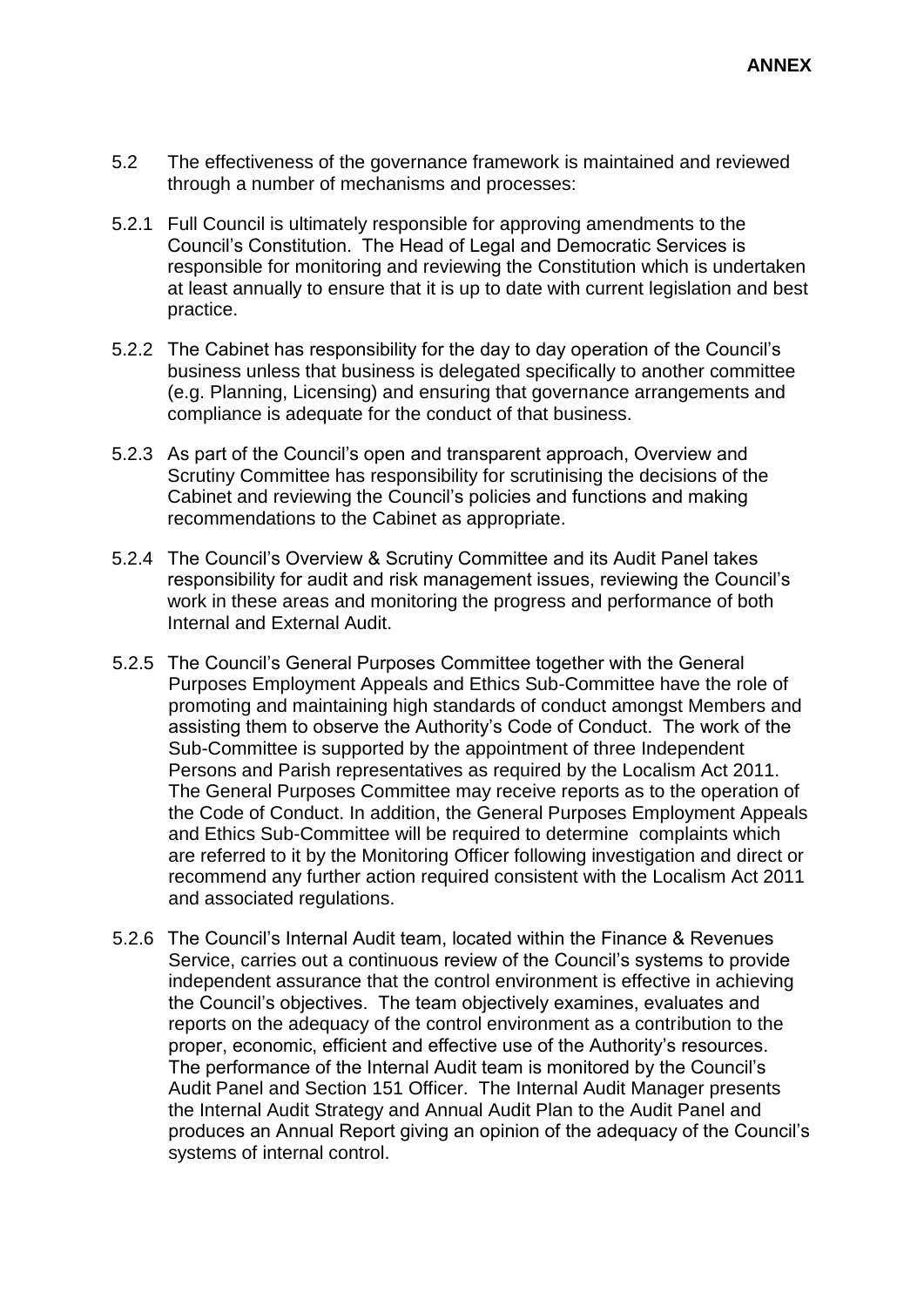5.2 The effectiveness of the governance framework is maintained and reviewed through a number of mechanisms and processes:

5.2.1 Full Council is ultimately responsible for approving amendments to the Council's Constitution. The Head of Legal and Democratic Services is responsible for monitoring and reviewing the Constitution which is undertaken at least annually to ensure that it is up to date with current legislation and best practice.

5.2.2 The Cabinet has responsibility for the day to day operation of the Council's business unless that business is delegated specifically to another committee (e.g. Planning, Licensing) and ensuring that governance arrangements and compliance is adequate for the conduct of that business.

5.2.3 As part of the Council's open and transparent approach, Overview and Scrutiny Committee has responsibility for scrutinising the decisions of the Cabinet and reviewing the Council's policies and functions and making recommendations to the Cabinet as appropriate.

5.2.4 The Council's Overview & Scrutiny Committee and its Audit Panel takes responsibility for audit and risk management issues, reviewing the Council's work in these areas and monitoring the progress and performance of both Internal and External Audit.

5.2.5 The Council's General Purposes Committee together with the General Purposes Employment Appeals and Ethics Sub-Committee have the role of promoting and maintaining high standards of conduct amongst Members and assisting them to observe the Authority's Code of Conduct. The work of the Sub-Committee is supported by the appointment of three Independent Persons and Parish representatives as required by the Localism Act 2011. The General Purposes Committee may receive reports as to the operation of the Code of Conduct. In addition, the General Purposes Employment Appeals and Ethics Sub-Committee will be required to determine complaints which are referred to it by the Monitoring Officer following investigation and direct or recommend any further action required consistent with the Localism Act 2011 and associated regulations.

5.2.6 The Council's Internal Audit team, located within the Finance & Revenues Service, carries out a continuous review of the Council's systems to provide independent assurance that the control environment is effective in achieving the Council's objectives. The team objectively examines, evaluates and reports on the adequacy of the control environment as a contribution to the proper, economic, efficient and effective use of the Authority's resources. The performance of the Internal Audit team is monitored by the Council's Audit Panel and Section 151 Officer. The Internal Audit Manager presents the Internal Audit Strategy and Annual Audit Plan to the Audit Panel and produces an Annual Report giving an opinion of the adequacy of the Council's systems of internal control.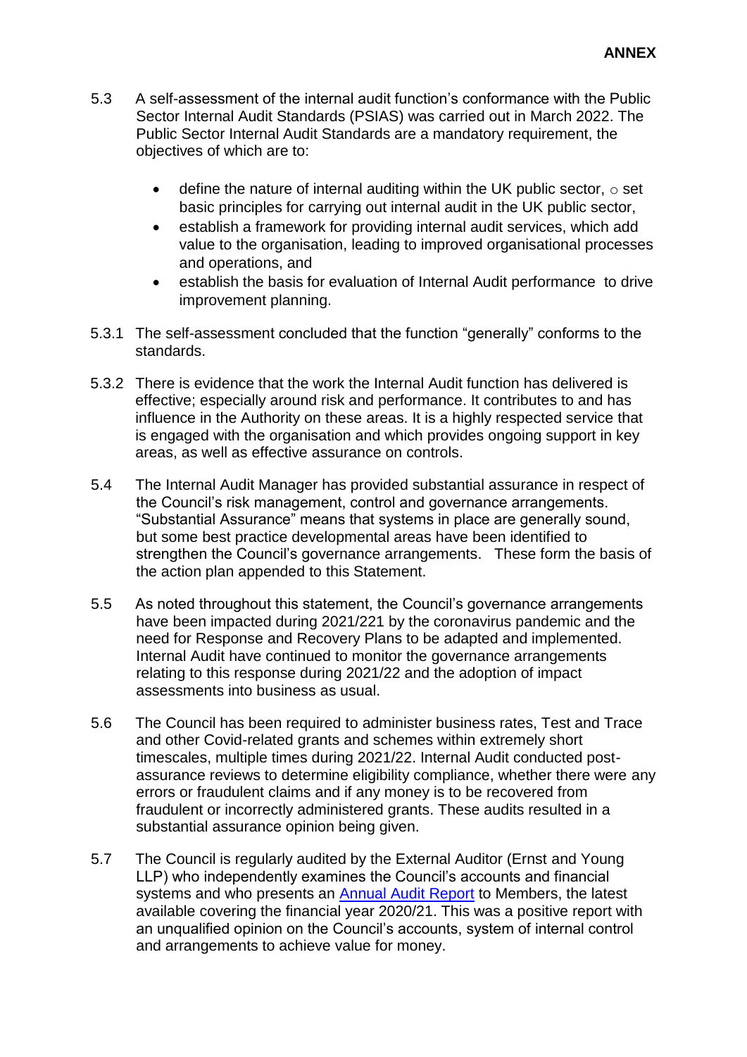**ANNEX**

5.3 A self-assessment of the internal audit function's conformance with the Public Sector Internal Audit Standards (PSIAS) was carried out in March 2022. The Public Sector Internal Audit Standards are a mandatory requirement, the objectives of which are to:

- define the nature of internal auditing within the UK public sector, ○ set basic principles for carrying out internal audit in the UK public sector,
- establish a framework for providing internal audit services, which add value to the organisation, leading to improved organisational processes and operations, and
- establish the basis for evaluation of Internal Audit performance to drive improvement planning.

5.3.1 The self-assessment concluded that the function "generally" conforms to the standards.

5.3.2 There is evidence that the work the Internal Audit function has delivered is effective; especially around risk and performance. It contributes to and has influence in the Authority on these areas. It is a highly respected service that is engaged with the organisation and which provides ongoing support in key areas, as well as effective assurance on controls.

5.4 The Internal Audit Manager has provided substantial assurance in respect of the Council's risk management, control and governance arrangements. "Substantial Assurance" means that systems in place are generally sound, but some best practice developmental areas have been identified to strengthen the Council's governance arrangements. These form the basis of the action plan appended to this Statement.

5.5 As noted throughout this statement, the Council's governance arrangements have been impacted during 2021/221 by the coronavirus pandemic and the need for Response and Recovery Plans to be adapted and implemented. Internal Audit have continued to monitor the governance arrangements relating to this response during 2021/22 and the adoption of impact assessments into business as usual.

5.6 The Council has been required to administer business rates, Test and Trace and other Covid-related grants and schemes within extremely short timescales, multiple times during 2021/22. Internal Audit conducted post-assurance reviews to determine eligibility compliance, whether there were any errors or fraudulent claims and if any money is to be recovered from fraudulent or incorrectly administered grants. These audits resulted in a substantial assurance opinion being given.

5.7 The Council is regularly audited by the External Auditor (Ernst and Young LLP) who independently examines the Council's accounts and financial systems and who presents an Annual Audit Report to Members, the latest available covering the financial year 2020/21. This was a positive report with an unqualified opinion on the Council's accounts, system of internal control and arrangements to achieve value for money.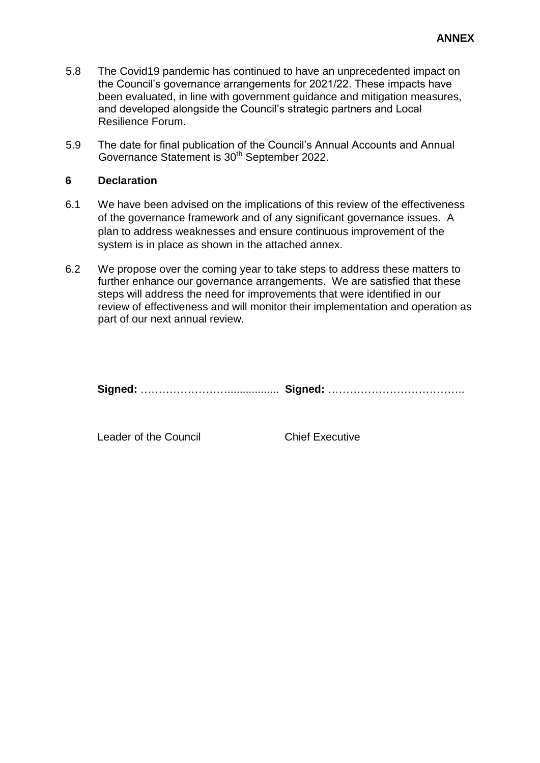**ANNEX**

5.8 The Covid19 pandemic has continued to have an unprecedented impact on the Council's governance arrangements for 2021/22. These impacts have been evaluated, in line with government guidance and mitigation measures, and developed alongside the Council's strategic partners and Local Resilience Forum.

5.9 The date for final publication of the Council's Annual Accounts and Annual Governance Statement is 30th September 2022.

## 6 Declaration

6.1 We have been advised on the implications of this review of the effectiveness of the governance framework and of any significant governance issues. A plan to address weaknesses and ensure continuous improvement of the system is in place as shown in the attached annex.

6.2 We propose over the coming year to take steps to address these matters to further enhance our governance arrangements. We are satisfied that these steps will address the need for improvements that were identified in our review of effectiveness and will monitor their implementation and operation as part of our next annual review.

**Signed:** ……………………................ **Signed:** ………………………………..

Leader of the Council Chief Executive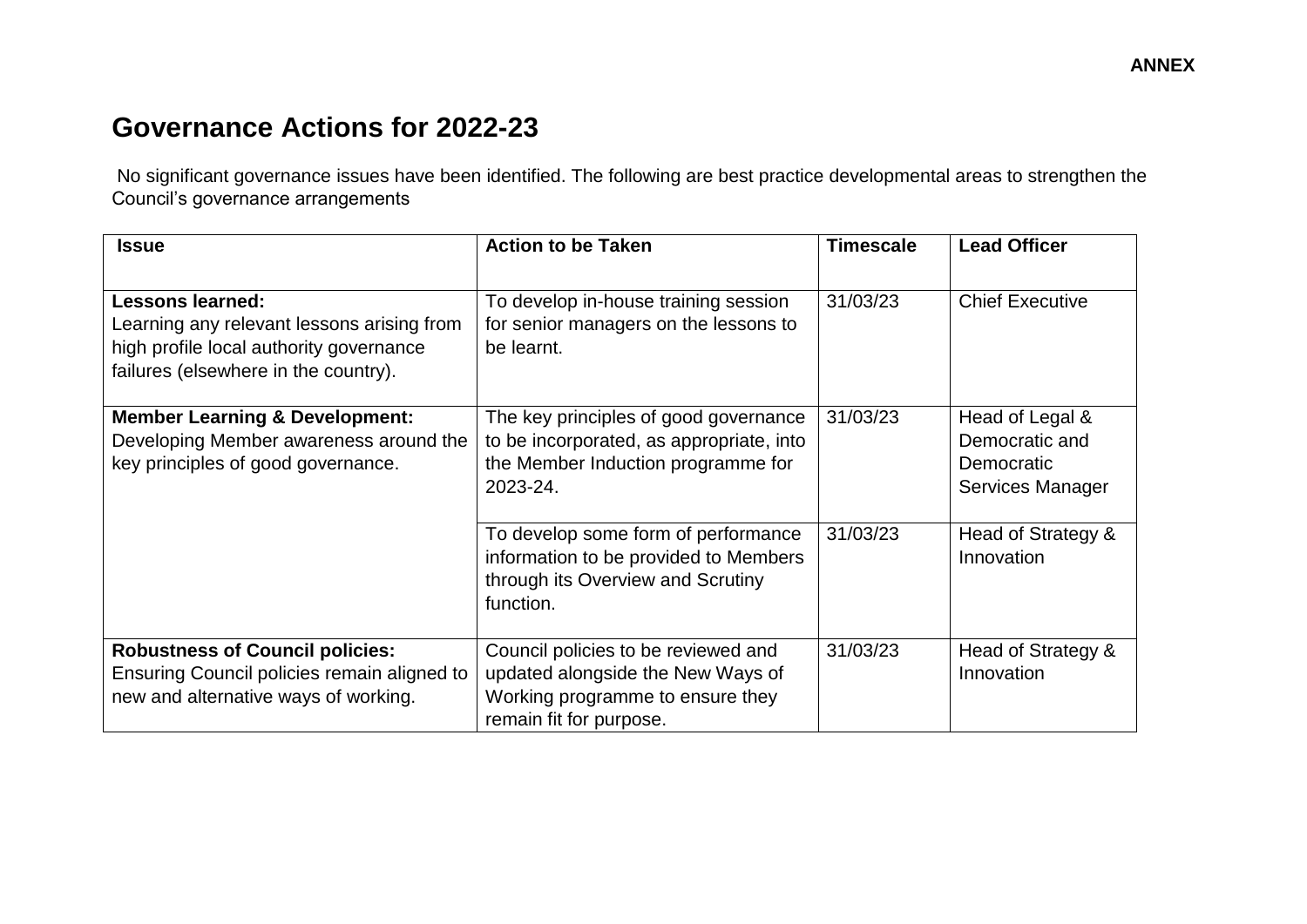**ANNEX**

# Governance Actions for 2022-23

No significant governance issues have been identified. The following are best practice developmental areas to strengthen the Council's governance arrangements

| Issue | Action to be Taken | Timescale | Lead Officer |
|---|---|---|---|
| **Lessons learned:** Learning any relevant lessons arising from high profile local authority governance failures (elsewhere in the country). | To develop in-house training session for senior managers on the lessons to be learnt. | 31/03/23 | Chief Executive |
| **Member Learning & Development:** Developing Member awareness around the key principles of good governance. | The key principles of good governance to be incorporated, as appropriate, into the Member Induction programme for 2023-24. | 31/03/23 | Head of Legal & Democratic and Democratic Services Manager |
| | To develop some form of performance information to be provided to Members through its Overview and Scrutiny function. | 31/03/23 | Head of Strategy & Innovation |
| **Robustness of Council policies:** Ensuring Council policies remain aligned to new and alternative ways of working. | Council policies to be reviewed and updated alongside the New Ways of Working programme to ensure they remain fit for purpose. | 31/03/23 | Head of Strategy & Innovation |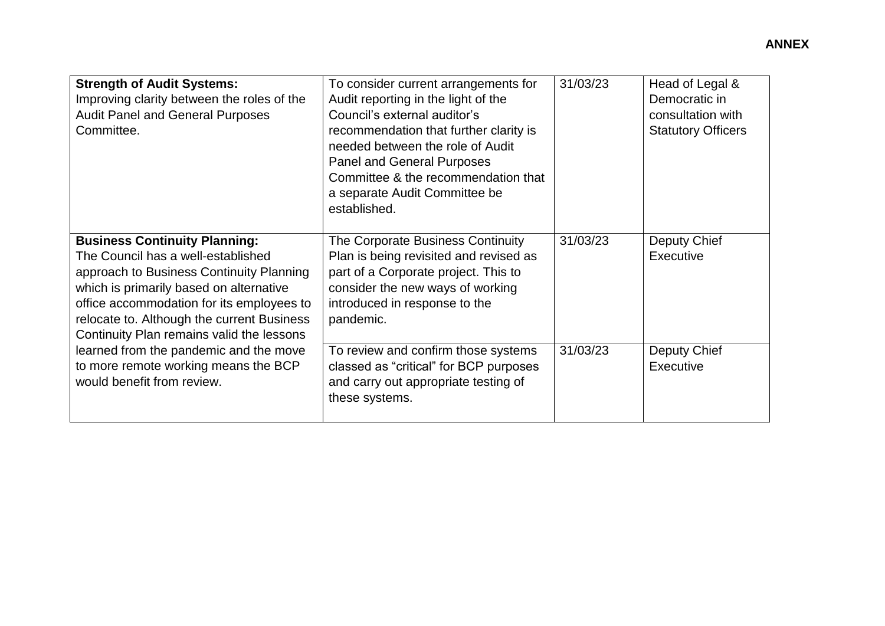**ANNEX**

| | | | |
|---|---|---|---|
| **Strength of Audit Systems:** Improving clarity between the roles of the Audit Panel and General Purposes Committee. | To consider current arrangements for Audit reporting in the light of the Council's external auditor's recommendation that further clarity is needed between the role of Audit Panel and General Purposes Committee & the recommendation that a separate Audit Committee be established. | 31/03/23 | Head of Legal & Democratic in consultation with Statutory Officers |
| **Business Continuity Planning:** The Council has a well-established approach to Business Continuity Planning which is primarily based on alternative office accommodation for its employees to relocate to. Although the current Business Continuity Plan remains valid the lessons learned from the pandemic and the move to more remote working means the BCP would benefit from review. | The Corporate Business Continuity Plan is being revisited and revised as part of a Corporate project. This to consider the new ways of working introduced in response to the pandemic. | 31/03/23 | Deputy Chief Executive |
| | To review and confirm those systems classed as "critical" for BCP purposes and carry out appropriate testing of these systems. | 31/03/23 | Deputy Chief Executive |